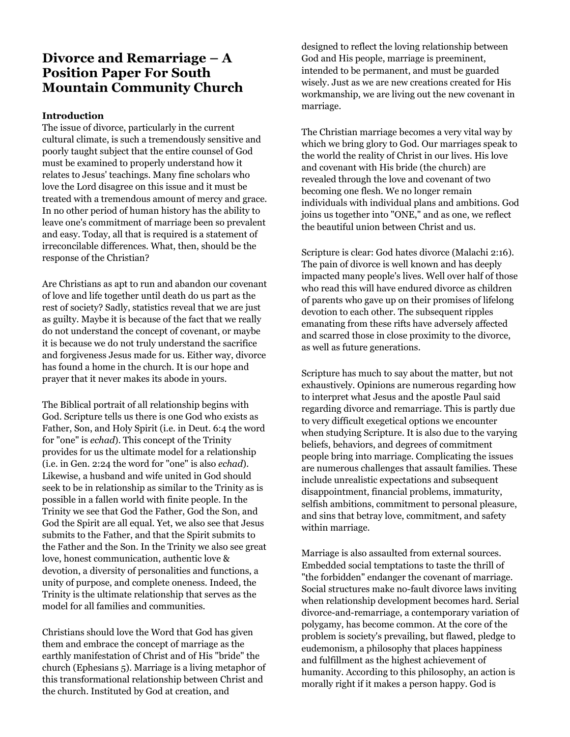# Divorce and Remarriage – A Position Paper For South Mountain Community Church

**Introduction**

The issue of divorce, particularly in the current cultural climate, is such a tremendously sensitive and poorly taught subject that the entire counsel of God must be examined to properly understand how it relates to Jesus' teachings. Many fine scholars who love the Lord disagree on this issue and it must be treated with a tremendous amount of mercy and grace. In no other period of human history has the ability to leave one's commitment of marriage been so prevalent and easy. Today, all that is required is a statement of irreconcilable differences. What, then, should be the response of the Christian?

Are Christians as apt to run and abandon our covenant of love and life together until death do us part as the rest of society? Sadly, statistics reveal that we are just as guilty. Maybe it is because of the fact that we really do not understand the concept of covenant, or maybe it is because we do not truly understand the sacrifice and forgiveness Jesus made for us. Either way, divorce has found a home in the church. It is our hope and prayer that it never makes its abode in yours.

The Biblical portrait of all relationship begins with God. Scripture tells us there is one God who exists as Father, Son, and Holy Spirit (i.e. in Deut. 6:4 the word for "one" is *echad*). This concept of the Trinity provides for us the ultimate model for a relationship (i.e. in Gen. 2:24 the word for "one" is also *echad*). Likewise, a husband and wife united in God should seek to be in relationship as similar to the Trinity as is possible in a fallen world with finite people. In the Trinity we see that God the Father, God the Son, and God the Spirit are all equal. Yet, we also see that Jesus submits to the Father, and that the Spirit submits to the Father and the Son. In the Trinity we also see great love, honest communication, authentic love & devotion, a diversity of personalities and functions, a unity of purpose, and complete oneness. Indeed, the Trinity is the ultimate relationship that serves as the model for all families and communities.

Christians should love the Word that God has given them and embrace the concept of marriage as the earthly manifestation of Christ and of His "bride" the church (Ephesians 5). Marriage is a living metaphor of this transformational relationship between Christ and the church. Instituted by God at creation, and designed to reflect the loving relationship between God and His people, marriage is preeminent, intended to be permanent, and must be guarded wisely. Just as we are new creations created for His workmanship, we are living out the new covenant in marriage.

The Christian marriage becomes a very vital way by which we bring glory to God. Our marriages speak to the world the reality of Christ in our lives. His love and covenant with His bride (the church) are revealed through the love and covenant of two becoming one flesh. We no longer remain individuals with individual plans and ambitions. God joins us together into "ONE," and as one, we reflect the beautiful union between Christ and us.

Scripture is clear: God hates divorce (Malachi 2:16). The pain of divorce is well known and has deeply impacted many people's lives. Well over half of those who read this will have endured divorce as children of parents who gave up on their promises of lifelong devotion to each other. The subsequent ripples emanating from these rifts have adversely affected and scarred those in close proximity to the divorce, as well as future generations.

Scripture has much to say about the matter, but not exhaustively. Opinions are numerous regarding how to interpret what Jesus and the apostle Paul said regarding divorce and remarriage. This is partly due to very difficult exegetical options we encounter when studying Scripture. It is also due to the varying beliefs, behaviors, and degrees of commitment people bring into marriage. Complicating the issues are numerous challenges that assault families. These include unrealistic expectations and subsequent disappointment, financial problems, immaturity, selfish ambitions, commitment to personal pleasure, and sins that betray love, commitment, and safety within marriage.

Marriage is also assaulted from external sources. Embedded social temptations to taste the thrill of "the forbidden" endanger the covenant of marriage. Social structures make no-fault divorce laws inviting when relationship development becomes hard. Serial divorce-and-remarriage, a contemporary variation of polygamy, has become common. At the core of the problem is society's prevailing, but flawed, pledge to eudemonism, a philosophy that places happiness and fulfillment as the highest achievement of humanity. According to this philosophy, an action is morally right if it makes a person happy. God is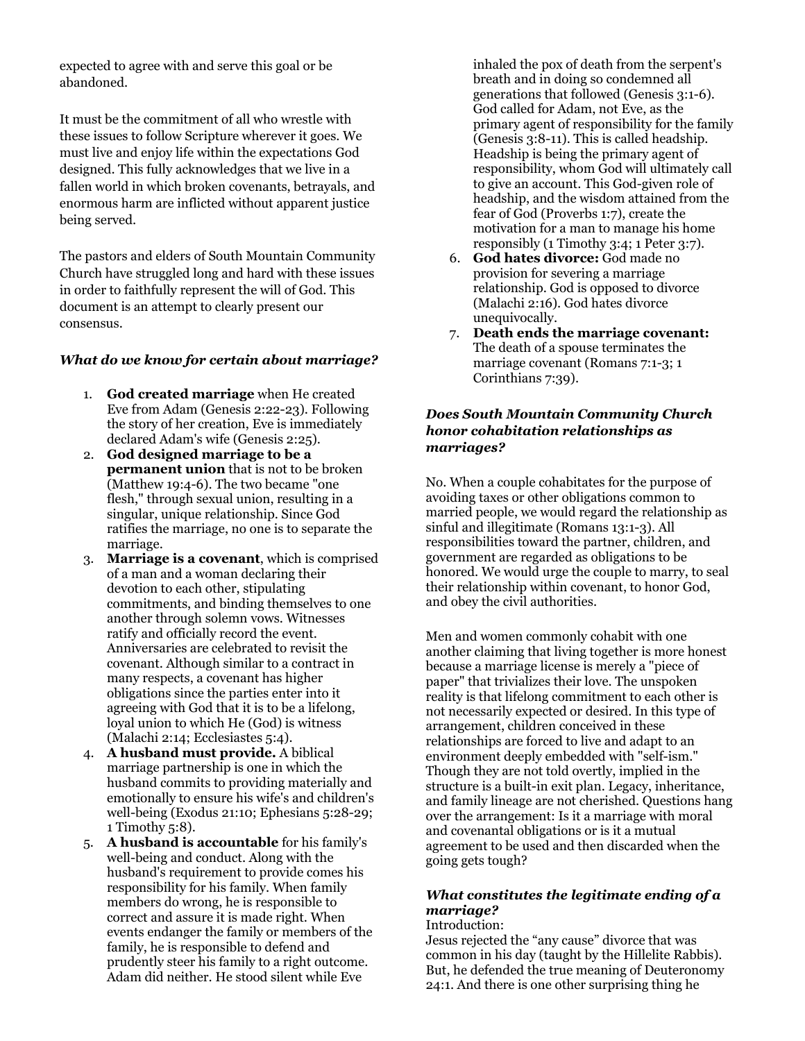expected to agree with and serve this goal or be abandoned.

It must be the commitment of all who wrestle with these issues to follow Scripture wherever it goes. We must live and enjoy life within the expectations God designed. This fully acknowledges that we live in a fallen world in which broken covenants, betrayals, and enormous harm are inflicted without apparent justice being served.

The pastors and elders of South Mountain Community Church have struggled long and hard with these issues in order to faithfully represent the will of God. This document is an attempt to clearly present our consensus.

### *What do we know for certain about marriage?*

1. **God created marriage** when He created Eve from Adam (Genesis 2:22-23). Following the story of her creation, Eve is immediately declared Adam's wife (Genesis 2:25).
2. **God designed marriage to be a permanent union** that is not to be broken (Matthew 19:4-6). The two became "one flesh," through sexual union, resulting in a singular, unique relationship. Since God ratifies the marriage, no one is to separate the marriage.
3. **Marriage is a covenant**, which is comprised of a man and a woman declaring their devotion to each other, stipulating commitments, and binding themselves to one another through solemn vows. Witnesses ratify and officially record the event. Anniversaries are celebrated to revisit the covenant. Although similar to a contract in many respects, a covenant has higher obligations since the parties enter into it agreeing with God that it is to be a lifelong, loyal union to which He (God) is witness (Malachi 2:14; Ecclesiastes 5:4).
4. **A husband must provide.** A biblical marriage partnership is one in which the husband commits to providing materially and emotionally to ensure his wife's and children's well-being (Exodus 21:10; Ephesians 5:28-29; 1 Timothy 5:8).
5. **A husband is accountable** for his family's well-being and conduct. Along with the husband's requirement to provide comes his responsibility for his family. When family members do wrong, he is responsible to correct and assure it is made right. When events endanger the family or members of the family, he is responsible to defend and prudently steer his family to a right outcome. Adam did neither. He stood silent while Eve inhaled the pox of death from the serpent's breath and in doing so condemned all generations that followed (Genesis 3:1-6). God called for Adam, not Eve, as the primary agent of responsibility for the family (Genesis 3:8-11). This is called headship. Headship is being the primary agent of responsibility, whom God will ultimately call to give an account. This God-given role of headship, and the wisdom attained from the fear of God (Proverbs 1:7), create the motivation for a man to manage his home responsibly (1 Timothy 3:4; 1 Peter 3:7).
6. **God hates divorce:** God made no provision for severing a marriage relationship. God is opposed to divorce (Malachi 2:16). God hates divorce unequivocally.
7. **Death ends the marriage covenant:** The death of a spouse terminates the marriage covenant (Romans 7:1-3; 1 Corinthians 7:39).

### *Does South Mountain Community Church honor cohabitation relationships as marriages?*

No. When a couple cohabitates for the purpose of avoiding taxes or other obligations common to married people, we would regard the relationship as sinful and illegitimate (Romans 13:1-3). All responsibilities toward the partner, children, and government are regarded as obligations to be honored. We would urge the couple to marry, to seal their relationship within covenant, to honor God, and obey the civil authorities.

Men and women commonly cohabit with one another claiming that living together is more honest because a marriage license is merely a "piece of paper" that trivializes their love. The unspoken reality is that lifelong commitment to each other is not necessarily expected or desired. In this type of arrangement, children conceived in these relationships are forced to live and adapt to an environment deeply embedded with "self-ism." Though they are not told overtly, implied in the structure is a built-in exit plan. Legacy, inheritance, and family lineage are not cherished. Questions hang over the arrangement: Is it a marriage with moral and covenantal obligations or is it a mutual agreement to be used and then discarded when the going gets tough?

### *What constitutes the legitimate ending of a marriage?*

Introduction:
Jesus rejected the "any cause" divorce that was common in his day (taught by the Hillelite Rabbis). But, he defended the true meaning of Deuteronomy 24:1. And there is one other surprising thing he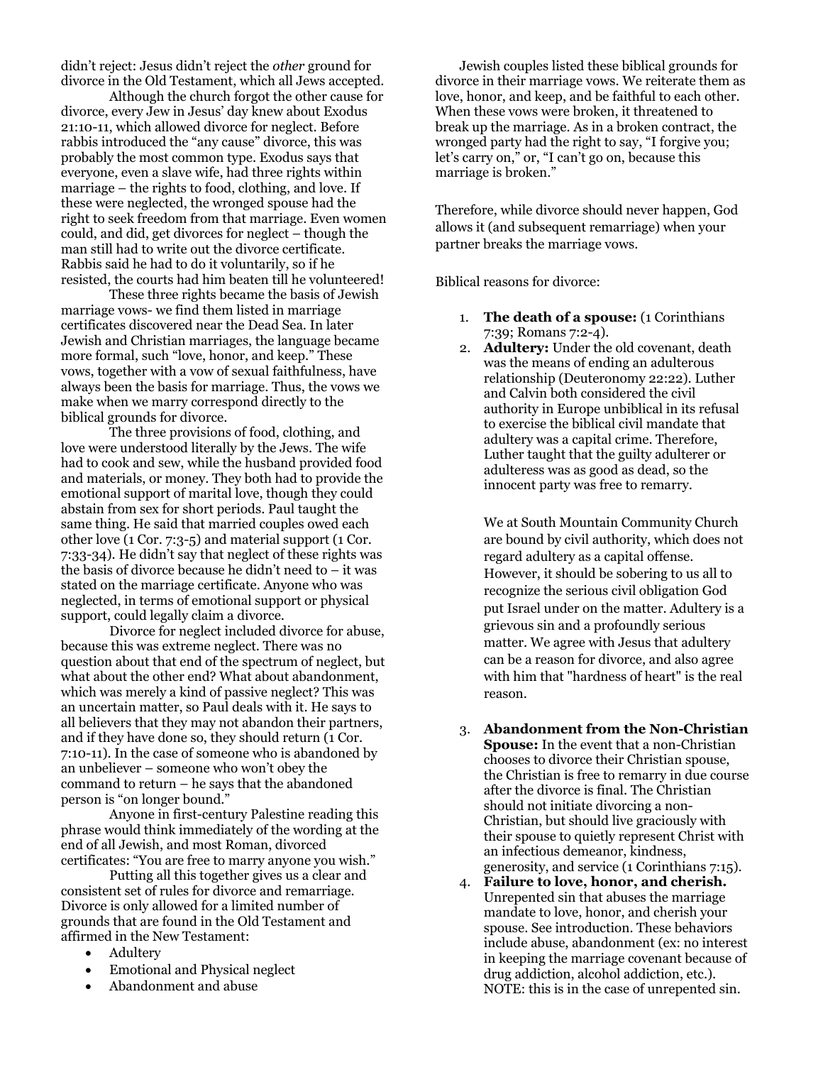didn't reject: Jesus didn't reject the *other* ground for divorce in the Old Testament, which all Jews accepted.

Although the church forgot the other cause for divorce, every Jew in Jesus' day knew about Exodus 21:10-11, which allowed divorce for neglect. Before rabbis introduced the "any cause" divorce, this was probably the most common type. Exodus says that everyone, even a slave wife, had three rights within marriage – the rights to food, clothing, and love. If these were neglected, the wronged spouse had the right to seek freedom from that marriage. Even women could, and did, get divorces for neglect – though the man still had to write out the divorce certificate. Rabbis said he had to do it voluntarily, so if he resisted, the courts had him beaten till he volunteered!

These three rights became the basis of Jewish marriage vows- we find them listed in marriage certificates discovered near the Dead Sea. In later Jewish and Christian marriages, the language became more formal, such "love, honor, and keep." These vows, together with a vow of sexual faithfulness, have always been the basis for marriage. Thus, the vows we make when we marry correspond directly to the biblical grounds for divorce.

The three provisions of food, clothing, and love were understood literally by the Jews. The wife had to cook and sew, while the husband provided food and materials, or money. They both had to provide the emotional support of marital love, though they could abstain from sex for short periods. Paul taught the same thing. He said that married couples owed each other love (1 Cor. 7:3-5) and material support (1 Cor. 7:33-34). He didn't say that neglect of these rights was the basis of divorce because he didn't need to – it was stated on the marriage certificate. Anyone who was neglected, in terms of emotional support or physical support, could legally claim a divorce.

Divorce for neglect included divorce for abuse, because this was extreme neglect. There was no question about that end of the spectrum of neglect, but what about the other end? What about abandonment, which was merely a kind of passive neglect? This was an uncertain matter, so Paul deals with it. He says to all believers that they may not abandon their partners, and if they have done so, they should return (1 Cor. 7:10-11). In the case of someone who is abandoned by an unbeliever – someone who won't obey the command to return – he says that the abandoned person is "on longer bound."

Anyone in first-century Palestine reading this phrase would think immediately of the wording at the end of all Jewish, and most Roman, divorced certificates: "You are free to marry anyone you wish."

Putting all this together gives us a clear and consistent set of rules for divorce and remarriage. Divorce is only allowed for a limited number of grounds that are found in the Old Testament and affirmed in the New Testament:

- Adultery
- Emotional and Physical neglect
- Abandonment and abuse

Jewish couples listed these biblical grounds for divorce in their marriage vows. We reiterate them as love, honor, and keep, and be faithful to each other. When these vows were broken, it threatened to break up the marriage. As in a broken contract, the wronged party had the right to say, "I forgive you; let's carry on," or, "I can't go on, because this marriage is broken."

Therefore, while divorce should never happen, God allows it (and subsequent remarriage) when your partner breaks the marriage vows.

Biblical reasons for divorce:

1. **The death of a spouse:** (1 Corinthians 7:39; Romans 7:2-4).
2. **Adultery:** Under the old covenant, death was the means of ending an adulterous relationship (Deuteronomy 22:22). Luther and Calvin both considered the civil authority in Europe unbiblical in its refusal to exercise the biblical civil mandate that adultery was a capital crime. Therefore, Luther taught that the guilty adulterer or adulteress was as good as dead, so the innocent party was free to remarry.

   We at South Mountain Community Church are bound by civil authority, which does not regard adultery as a capital offense. However, it should be sobering to us all to recognize the serious civil obligation God put Israel under on the matter. Adultery is a grievous sin and a profoundly serious matter. We agree with Jesus that adultery can be a reason for divorce, and also agree with him that "hardness of heart" is the real reason.

3. **Abandonment from the Non-Christian Spouse:** In the event that a non-Christian chooses to divorce their Christian spouse, the Christian is free to remarry in due course after the divorce is final. The Christian should not initiate divorcing a non-Christian, but should live graciously with their spouse to quietly represent Christ with an infectious demeanor, kindness, generosity, and service (1 Corinthians 7:15).
4. **Failure to love, honor, and cherish.** Unrepented sin that abuses the marriage mandate to love, honor, and cherish your spouse. See introduction. These behaviors include abuse, abandonment (ex: no interest in keeping the marriage covenant because of drug addiction, alcohol addiction, etc.). NOTE: this is in the case of unrepented sin.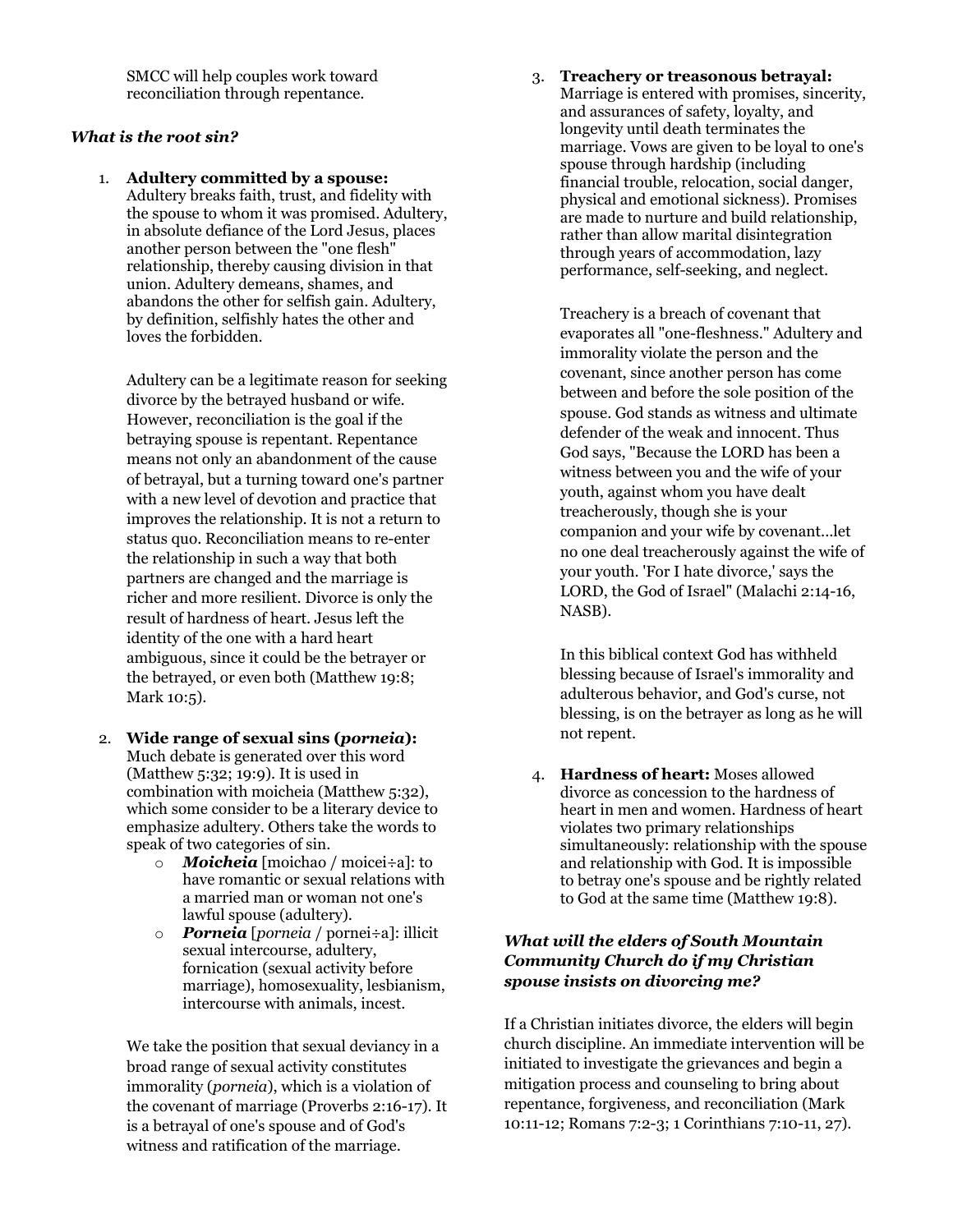SMCC will help couples work toward reconciliation through repentance.

### *What is the root sin?*

1. **Adultery committed by a spouse:** Adultery breaks faith, trust, and fidelity with the spouse to whom it was promised. Adultery, in absolute defiance of the Lord Jesus, places another person between the "one flesh" relationship, thereby causing division in that union. Adultery demeans, shames, and abandons the other for selfish gain. Adultery, by definition, selfishly hates the other and loves the forbidden.

   Adultery can be a legitimate reason for seeking divorce by the betrayed husband or wife. However, reconciliation is the goal if the betraying spouse is repentant. Repentance means not only an abandonment of the cause of betrayal, but a turning toward one's partner with a new level of devotion and practice that improves the relationship. It is not a return to status quo. Reconciliation means to re-enter the relationship in such a way that both partners are changed and the marriage is richer and more resilient. Divorce is only the result of hardness of heart. Jesus left the identity of the one with a hard heart ambiguous, since it could be the betrayer or the betrayed, or even both (Matthew 19:8; Mark 10:5).

2. **Wide range of sexual sins (*porneia*):** Much debate is generated over this word (Matthew 5:32; 19:9). It is used in combination with moicheia (Matthew 5:32), which some consider to be a literary device to emphasize adultery. Others take the words to speak of two categories of sin.
   - ***Moicheia*** [moichao / moicei÷a]: to have romantic or sexual relations with a married man or woman not one's lawful spouse (adultery).
   - ***Porneia*** [*porneia* / pornei÷a]: illicit sexual intercourse, adultery, fornication (sexual activity before marriage), homosexuality, lesbianism, intercourse with animals, incest.

   We take the position that sexual deviancy in a broad range of sexual activity constitutes immorality (*porneia*), which is a violation of the covenant of marriage (Proverbs 2:16-17). It is a betrayal of one's spouse and of God's witness and ratification of the marriage.

3. **Treachery or treasonous betrayal:** Marriage is entered with promises, sincerity, and assurances of safety, loyalty, and longevity until death terminates the marriage. Vows are given to be loyal to one's spouse through hardship (including financial trouble, relocation, social danger, physical and emotional sickness). Promises are made to nurture and build relationship, rather than allow marital disintegration through years of accommodation, lazy performance, self-seeking, and neglect.

   Treachery is a breach of covenant that evaporates all "one-fleshness." Adultery and immorality violate the person and the covenant, since another person has come between and before the sole position of the spouse. God stands as witness and ultimate defender of the weak and innocent. Thus God says, "Because the LORD has been a witness between you and the wife of your youth, against whom you have dealt treacherously, though she is your companion and your wife by covenant...let no one deal treacherously against the wife of your youth. 'For I hate divorce,' says the LORD, the God of Israel" (Malachi 2:14-16, NASB).

   In this biblical context God has withheld blessing because of Israel's immorality and adulterous behavior, and God's curse, not blessing, is on the betrayer as long as he will not repent.

4. **Hardness of heart:** Moses allowed divorce as concession to the hardness of heart in men and women. Hardness of heart violates two primary relationships simultaneously: relationship with the spouse and relationship with God. It is impossible to betray one's spouse and be rightly related to God at the same time (Matthew 19:8).

### *What will the elders of South Mountain Community Church do if my Christian spouse insists on divorcing me?*

If a Christian initiates divorce, the elders will begin church discipline. An immediate intervention will be initiated to investigate the grievances and begin a mitigation process and counseling to bring about repentance, forgiveness, and reconciliation (Mark 10:11-12; Romans 7:2-3; 1 Corinthians 7:10-11, 27).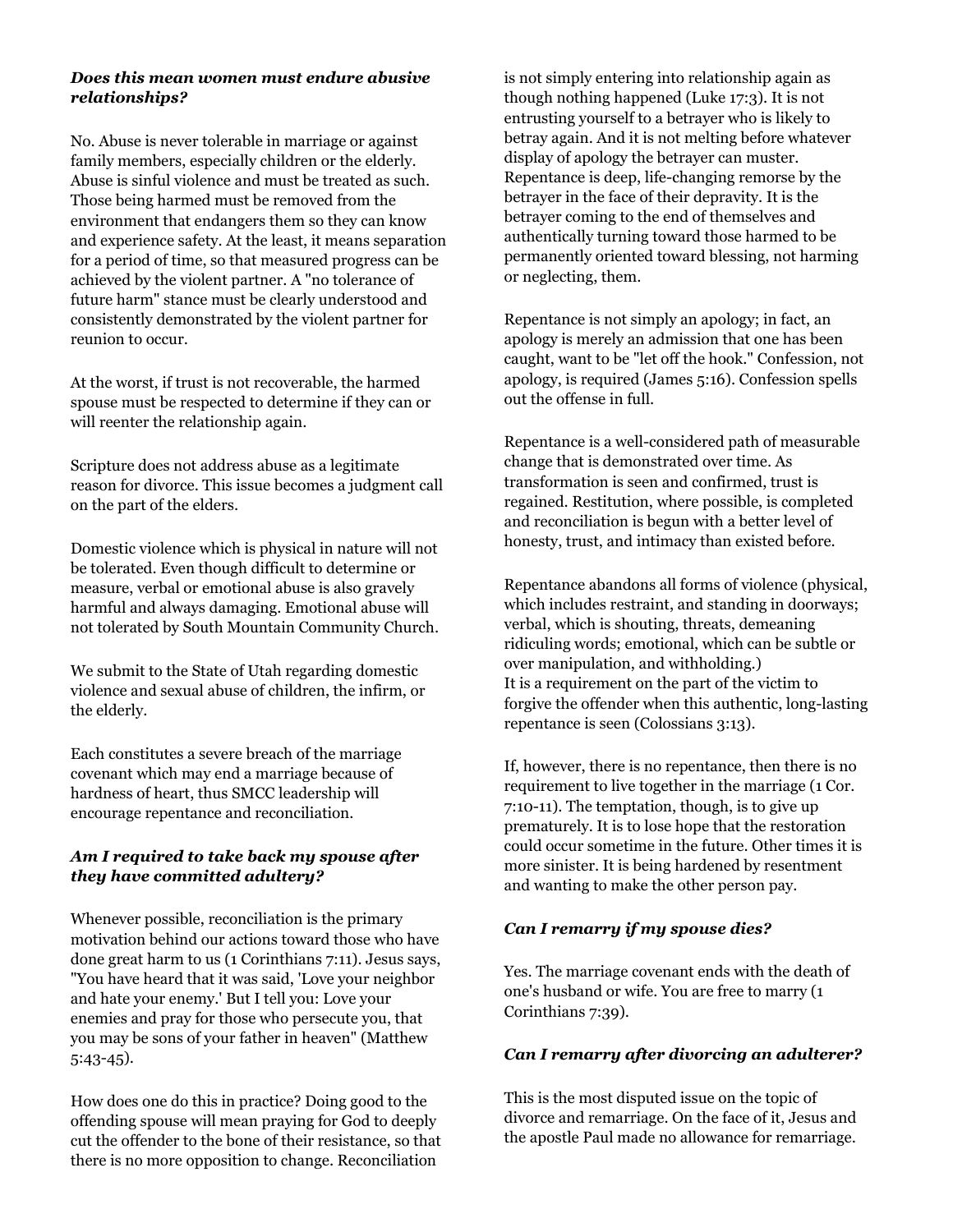***Does this mean women must endure abusive relationships?***

No. Abuse is never tolerable in marriage or against family members, especially children or the elderly. Abuse is sinful violence and must be treated as such. Those being harmed must be removed from the environment that endangers them so they can know and experience safety. At the least, it means separation for a period of time, so that measured progress can be achieved by the violent partner. A "no tolerance of future harm" stance must be clearly understood and consistently demonstrated by the violent partner for reunion to occur.

At the worst, if trust is not recoverable, the harmed spouse must be respected to determine if they can or will reenter the relationship again.

Scripture does not address abuse as a legitimate reason for divorce. This issue becomes a judgment call on the part of the elders.

Domestic violence which is physical in nature will not be tolerated. Even though difficult to determine or measure, verbal or emotional abuse is also gravely harmful and always damaging. Emotional abuse will not tolerated by South Mountain Community Church.

We submit to the State of Utah regarding domestic violence and sexual abuse of children, the infirm, or the elderly.

Each constitutes a severe breach of the marriage covenant which may end a marriage because of hardness of heart, thus SMCC leadership will encourage repentance and reconciliation.

***Am I required to take back my spouse after they have committed adultery?***

Whenever possible, reconciliation is the primary motivation behind our actions toward those who have done great harm to us (1 Corinthians 7:11). Jesus says, "You have heard that it was said, 'Love your neighbor and hate your enemy.' But I tell you: Love your enemies and pray for those who persecute you, that you may be sons of your father in heaven" (Matthew 5:43-45).

How does one do this in practice? Doing good to the offending spouse will mean praying for God to deeply cut the offender to the bone of their resistance, so that there is no more opposition to change. Reconciliation is not simply entering into relationship again as though nothing happened (Luke 17:3). It is not entrusting yourself to a betrayer who is likely to betray again. And it is not melting before whatever display of apology the betrayer can muster. Repentance is deep, life-changing remorse by the betrayer in the face of their depravity. It is the betrayer coming to the end of themselves and authentically turning toward those harmed to be permanently oriented toward blessing, not harming or neglecting, them.

Repentance is not simply an apology; in fact, an apology is merely an admission that one has been caught, want to be "let off the hook." Confession, not apology, is required (James 5:16). Confession spells out the offense in full.

Repentance is a well-considered path of measurable change that is demonstrated over time. As transformation is seen and confirmed, trust is regained. Restitution, where possible, is completed and reconciliation is begun with a better level of honesty, trust, and intimacy than existed before.

Repentance abandons all forms of violence (physical, which includes restraint, and standing in doorways; verbal, which is shouting, threats, demeaning ridiculing words; emotional, which can be subtle or over manipulation, and withholding.)
It is a requirement on the part of the victim to forgive the offender when this authentic, long-lasting repentance is seen (Colossians 3:13).

If, however, there is no repentance, then there is no requirement to live together in the marriage (1 Cor. 7:10-11). The temptation, though, is to give up prematurely. It is to lose hope that the restoration could occur sometime in the future. Other times it is more sinister. It is being hardened by resentment and wanting to make the other person pay.

***Can I remarry if my spouse dies?***

Yes. The marriage covenant ends with the death of one's husband or wife. You are free to marry (1 Corinthians 7:39).

***Can I remarry after divorcing an adulterer?***

This is the most disputed issue on the topic of divorce and remarriage. On the face of it, Jesus and the apostle Paul made no allowance for remarriage.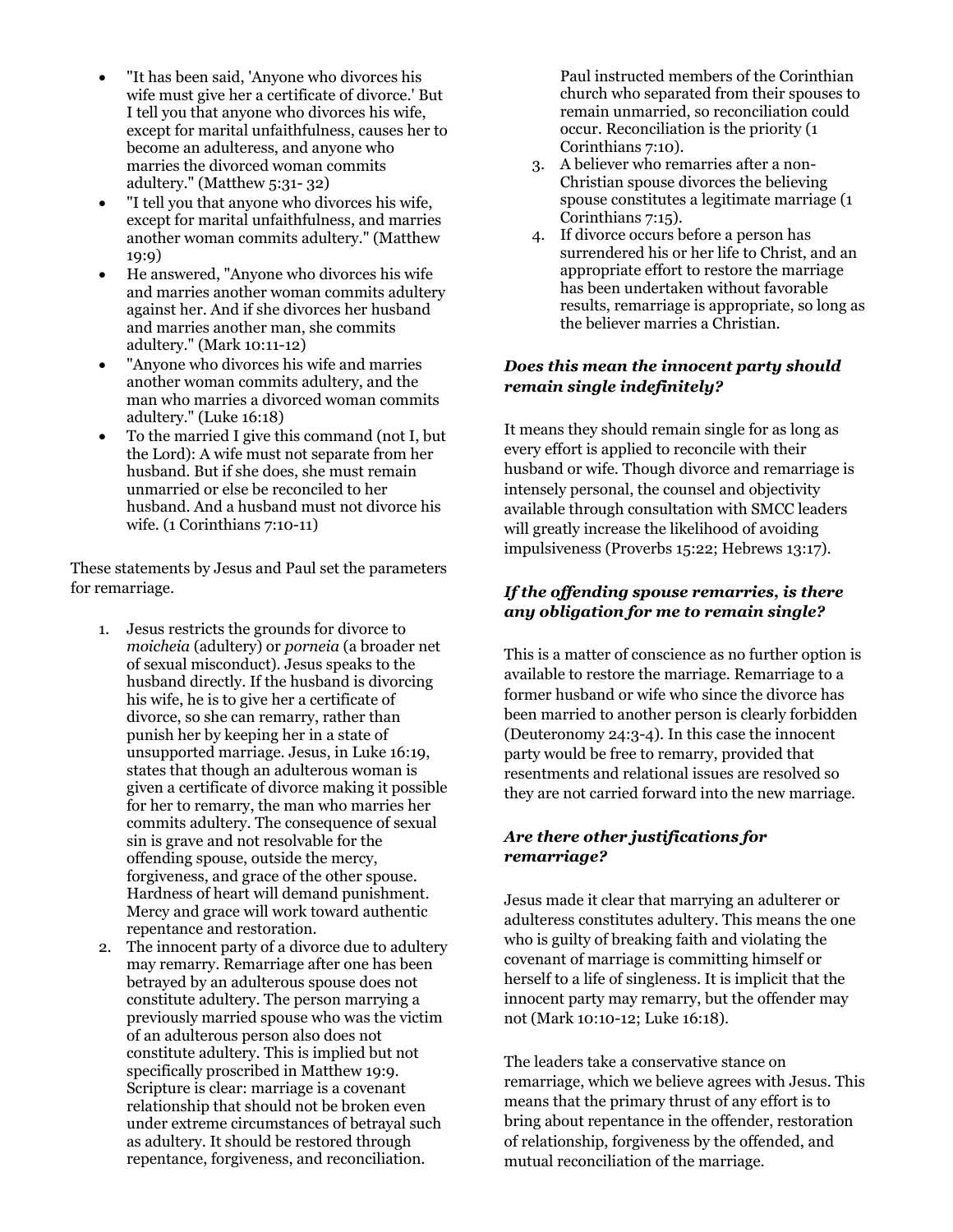- "It has been said, 'Anyone who divorces his wife must give her a certificate of divorce.' But I tell you that anyone who divorces his wife, except for marital unfaithfulness, causes her to become an adulteress, and anyone who marries the divorced woman commits adultery." (Matthew 5:31- 32)
- "I tell you that anyone who divorces his wife, except for marital unfaithfulness, and marries another woman commits adultery." (Matthew 19:9)
- He answered, "Anyone who divorces his wife and marries another woman commits adultery against her. And if she divorces her husband and marries another man, she commits adultery." (Mark 10:11-12)
- "Anyone who divorces his wife and marries another woman commits adultery, and the man who marries a divorced woman commits adultery." (Luke 16:18)
- To the married I give this command (not I, but the Lord): A wife must not separate from her husband. But if she does, she must remain unmarried or else be reconciled to her husband. And a husband must not divorce his wife. (1 Corinthians 7:10-11)

These statements by Jesus and Paul set the parameters for remarriage.

1. Jesus restricts the grounds for divorce to *moicheia* (adultery) or *porneia* (a broader net of sexual misconduct). Jesus speaks to the husband directly. If the husband is divorcing his wife, he is to give her a certificate of divorce, so she can remarry, rather than punish her by keeping her in a state of unsupported marriage. Jesus, in Luke 16:19, states that though an adulterous woman is given a certificate of divorce making it possible for her to remarry, the man who marries her commits adultery. The consequence of sexual sin is grave and not resolvable for the offending spouse, outside the mercy, forgiveness, and grace of the other spouse. Hardness of heart will demand punishment. Mercy and grace will work toward authentic repentance and restoration.
2. The innocent party of a divorce due to adultery may remarry. Remarriage after one has been betrayed by an adulterous spouse does not constitute adultery. The person marrying a previously married spouse who was the victim of an adulterous person also does not constitute adultery. This is implied but not specifically proscribed in Matthew 19:9. Scripture is clear: marriage is a covenant relationship that should not be broken even under extreme circumstances of betrayal such as adultery. It should be restored through repentance, forgiveness, and reconciliation. Paul instructed members of the Corinthian church who separated from their spouses to remain unmarried, so reconciliation could occur. Reconciliation is the priority (1 Corinthians 7:10).
3. A believer who remarries after a non-Christian spouse divorces the believing spouse constitutes a legitimate marriage (1 Corinthians 7:15).
4. If divorce occurs before a person has surrendered his or her life to Christ, and an appropriate effort to restore the marriage has been undertaken without favorable results, remarriage is appropriate, so long as the believer marries a Christian.

### *Does this mean the innocent party should remain single indefinitely?*

It means they should remain single for as long as every effort is applied to reconcile with their husband or wife. Though divorce and remarriage is intensely personal, the counsel and objectivity available through consultation with SMCC leaders will greatly increase the likelihood of avoiding impulsiveness (Proverbs 15:22; Hebrews 13:17).

### *If the offending spouse remarries, is there any obligation for me to remain single?*

This is a matter of conscience as no further option is available to restore the marriage. Remarriage to a former husband or wife who since the divorce has been married to another person is clearly forbidden (Deuteronomy 24:3-4). In this case the innocent party would be free to remarry, provided that resentments and relational issues are resolved so they are not carried forward into the new marriage.

### *Are there other justifications for remarriage?*

Jesus made it clear that marrying an adulterer or adulteress constitutes adultery. This means the one who is guilty of breaking faith and violating the covenant of marriage is committing himself or herself to a life of singleness. It is implicit that the innocent party may remarry, but the offender may not (Mark 10:10-12; Luke 16:18).

The leaders take a conservative stance on remarriage, which we believe agrees with Jesus. This means that the primary thrust of any effort is to bring about repentance in the offender, restoration of relationship, forgiveness by the offended, and mutual reconciliation of the marriage.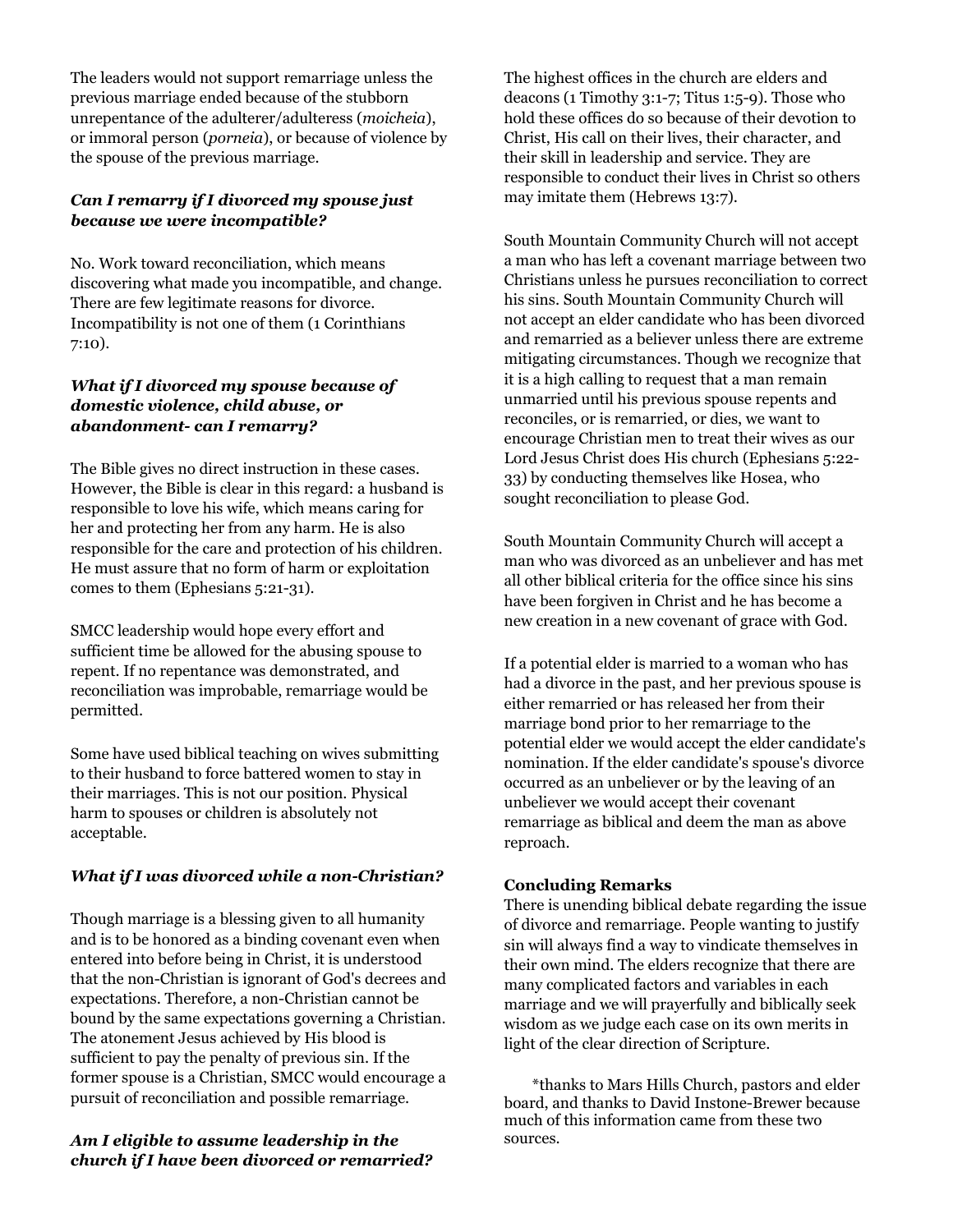The leaders would not support remarriage unless the previous marriage ended because of the stubborn unrepentance of the adulterer/adulteress (*moicheia*), or immoral person (*porneia*), or because of violence by the spouse of the previous marriage.

### *Can I remarry if I divorced my spouse just because we were incompatible?*

No. Work toward reconciliation, which means discovering what made you incompatible, and change. There are few legitimate reasons for divorce. Incompatibility is not one of them (1 Corinthians 7:10).

### *What if I divorced my spouse because of domestic violence, child abuse, or abandonment- can I remarry?*

The Bible gives no direct instruction in these cases. However, the Bible is clear in this regard: a husband is responsible to love his wife, which means caring for her and protecting her from any harm. He is also responsible for the care and protection of his children. He must assure that no form of harm or exploitation comes to them (Ephesians 5:21-31).

SMCC leadership would hope every effort and sufficient time be allowed for the abusing spouse to repent. If no repentance was demonstrated, and reconciliation was improbable, remarriage would be permitted.

Some have used biblical teaching on wives submitting to their husband to force battered women to stay in their marriages. This is not our position. Physical harm to spouses or children is absolutely not acceptable.

### *What if I was divorced while a non-Christian?*

Though marriage is a blessing given to all humanity and is to be honored as a binding covenant even when entered into before being in Christ, it is understood that the non-Christian is ignorant of God's decrees and expectations. Therefore, a non-Christian cannot be bound by the same expectations governing a Christian. The atonement Jesus achieved by His blood is sufficient to pay the penalty of previous sin. If the former spouse is a Christian, SMCC would encourage a pursuit of reconciliation and possible remarriage.

### *Am I eligible to assume leadership in the church if I have been divorced or remarried?*

The highest offices in the church are elders and deacons (1 Timothy 3:1-7; Titus 1:5-9). Those who hold these offices do so because of their devotion to Christ, His call on their lives, their character, and their skill in leadership and service. They are responsible to conduct their lives in Christ so others may imitate them (Hebrews 13:7).

South Mountain Community Church will not accept a man who has left a covenant marriage between two Christians unless he pursues reconciliation to correct his sins. South Mountain Community Church will not accept an elder candidate who has been divorced and remarried as a believer unless there are extreme mitigating circumstances. Though we recognize that it is a high calling to request that a man remain unmarried until his previous spouse repents and reconciles, or is remarried, or dies, we want to encourage Christian men to treat their wives as our Lord Jesus Christ does His church (Ephesians 5:22-33) by conducting themselves like Hosea, who sought reconciliation to please God.

South Mountain Community Church will accept a man who was divorced as an unbeliever and has met all other biblical criteria for the office since his sins have been forgiven in Christ and he has become a new creation in a new covenant of grace with God.

If a potential elder is married to a woman who has had a divorce in the past, and her previous spouse is either remarried or has released her from their marriage bond prior to her remarriage to the potential elder we would accept the elder candidate's nomination. If the elder candidate's spouse's divorce occurred as an unbeliever or by the leaving of an unbeliever we would accept their covenant remarriage as biblical and deem the man as above reproach.

**Concluding Remarks**

There is unending biblical debate regarding the issue of divorce and remarriage. People wanting to justify sin will always find a way to vindicate themselves in their own mind. The elders recognize that there are many complicated factors and variables in each marriage and we will prayerfully and biblically seek wisdom as we judge each case on its own merits in light of the clear direction of Scripture.

*thanks to Mars Hills Church, pastors and elder board, and thanks to David Instone-Brewer because much of this information came from these two sources.